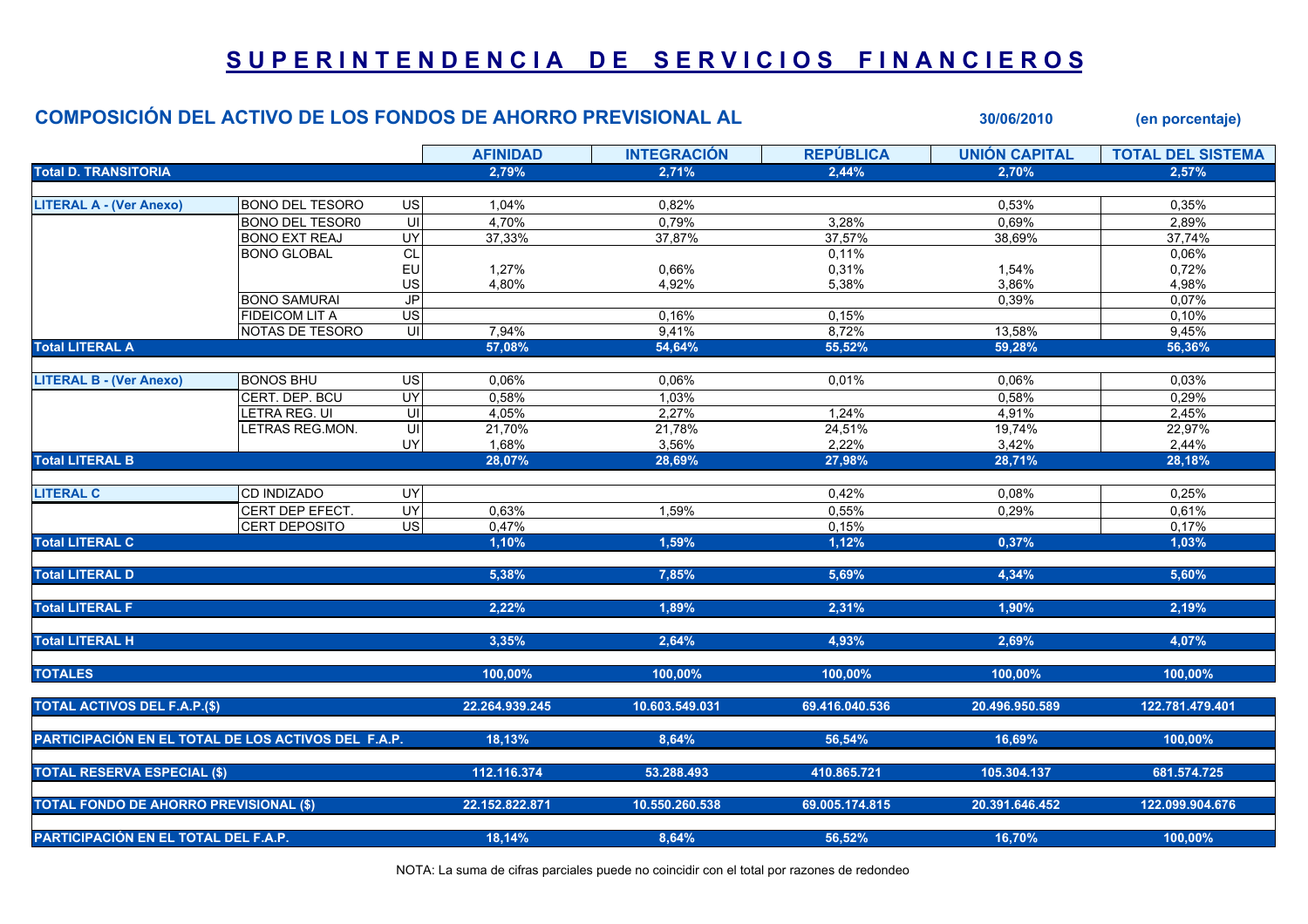# SUPERINTENDENCIA DE SERVICIOS FINANCIEROS

## COMPOSICIÓN DEL ACTIVO DE LOS FONDOS DE AHORRO PREVISIONAL AL 30/06/2010 (en porcentaje)

| | | | AFINIDAD | INTEGRACIÓN | REPÚBLICA | UNIÓN CAPITAL | TOTAL DEL SISTEMA |
|---|---|---|---|---|---|---|---|
| **Total D. TRANSITORIA** | | | **2,79%** | **2,71%** | **2,44%** | **2,70%** | **2,57%** |
| **LITERAL A - (Ver Anexo)** | BONO DEL TESORO | US | 1,04% | 0,82% | | 0,53% | 0,35% |
| | BONO DEL TESOR0 | UI | 4,70% | 0,79% | 3,28% | 0,69% | 2,89% |
| | BONO EXT REAJ | UY | 37,33% | 37,87% | 37,57% | 38,69% | 37,74% |
| | BONO GLOBAL | CL | | | 0,11% | | 0,06% |
| | | EU | 1,27% | 0,66% | 0,31% | 1,54% | 0,72% |
| | | US | 4,80% | 4,92% | 5,38% | 3,86% | 4,98% |
| | BONO SAMURAI | JP | | | | 0,39% | 0,07% |
| | FIDEICOM LIT A | US | | 0,16% | 0,15% | | 0,10% |
| | NOTAS DE TESORO | UI | 7,94% | 9,41% | 8,72% | 13,58% | 9,45% |
| **Total LITERAL A** | | | **57,08%** | **54,64%** | **55,52%** | **59,28%** | **56,36%** |
| **LITERAL B - (Ver Anexo)** | BONOS BHU | US | 0,06% | 0,06% | 0,01% | 0,06% | 0,03% |
| | CERT. DEP. BCU | UY | 0,58% | 1,03% | | 0,58% | 0,29% |
| | LETRA REG. UI | UI | 4,05% | 2,27% | 1,24% | 4,91% | 2,45% |
| | LETRAS REG.MON. | UI | 21,70% | 21,78% | 24,51% | 19,74% | 22,97% |
| | | UY | 1,68% | 3,56% | 2,22% | 3,42% | 2,44% |
| **Total LITERAL B** | | | **28,07%** | **28,69%** | **27,98%** | **28,71%** | **28,18%** |
| **LITERAL C** | CD INDIZADO | UY | | | 0,42% | 0,08% | 0,25% |
| | CERT DEP EFECT. | UY | 0,63% | 1,59% | 0,55% | 0,29% | 0,61% |
| | CERT DEPOSITO | US | 0,47% | | 0,15% | | 0,17% |
| **Total LITERAL C** | | | **1,10%** | **1,59%** | **1,12%** | **0,37%** | **1,03%** |
| **Total LITERAL D** | | | **5,38%** | **7,85%** | **5,69%** | **4,34%** | **5,60%** |
| **Total LITERAL F** | | | **2,22%** | **1,89%** | **2,31%** | **1,90%** | **2,19%** |
| **Total LITERAL H** | | | **3,35%** | **2,64%** | **4,93%** | **2,69%** | **4,07%** |
| **TOTALES** | | | **100,00%** | **100,00%** | **100,00%** | **100,00%** | **100,00%** |
| **TOTAL ACTIVOS DEL F.A.P.($)** | | | **22.264.939.245** | **10.603.549.031** | **69.416.040.536** | **20.496.950.589** | **122.781.479.401** |
| **PARTICIPACIÓN EN EL TOTAL DE LOS ACTIVOS DEL F.A.P.** | | | **18,13%** | **8,64%** | **56,54%** | **16,69%** | **100,00%** |
| **TOTAL RESERVA ESPECIAL ($)** | | | **112.116.374** | **53.288.493** | **410.865.721** | **105.304.137** | **681.574.725** |
| **TOTAL FONDO DE AHORRO PREVISIONAL ($)** | | | **22.152.822.871** | **10.550.260.538** | **69.005.174.815** | **20.391.646.452** | **122.099.904.676** |
| **PARTICIPACIÓN EN EL TOTAL DEL F.A.P.** | | | **18,14%** | **8,64%** | **56,52%** | **16,70%** | **100,00%** |

NOTA: La suma de cifras parciales puede no coincidir con el total por razones de redondeo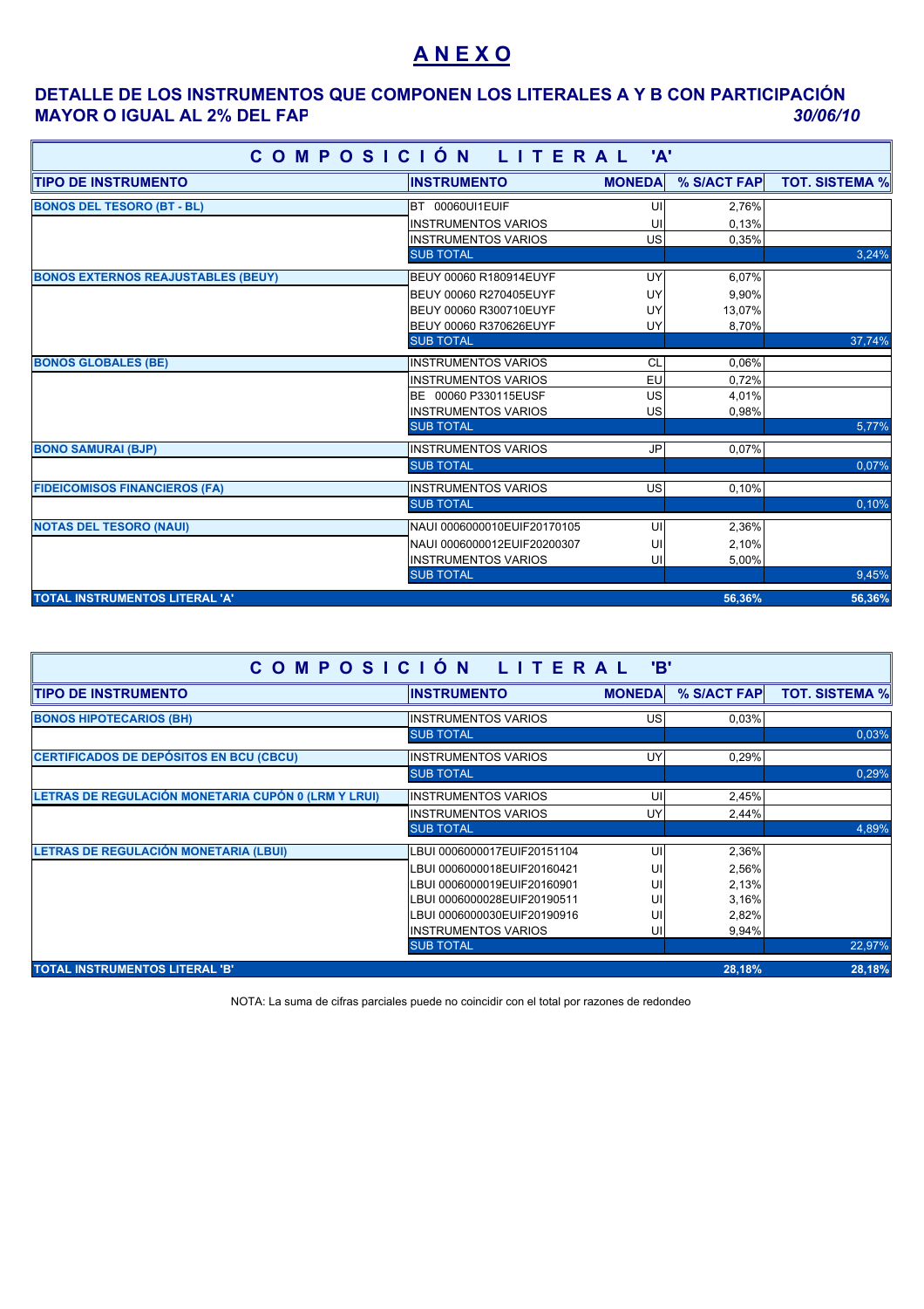# ANEXO

## DETALLE DE LOS INSTRUMENTOS QUE COMPONEN LOS LITERALES A Y B CON PARTICIPACIÓN MAYOR O IGUAL AL 2% DEL FAP

*30/06/10*

### COMPOSICIÓN LITERAL 'A'

| TIPO DE INSTRUMENTO | INSTRUMENTO | MONEDA | % S/ACT FAP | TOT. SISTEMA % |
|---|---|---|---|---|
| **BONOS DEL TESORO (BT - BL)** | BT 00060UI1EUIF | UI | 2,76% | |
| | INSTRUMENTOS VARIOS | UI | 0,13% | |
| | INSTRUMENTOS VARIOS | US | 0,35% | |
| | SUB TOTAL | | | 3,24% |
| **BONOS EXTERNOS REAJUSTABLES (BEUY)** | BEUY 00060 R180914EUYF | UY | 6,07% | |
| | BEUY 00060 R270405EUYF | UY | 9,90% | |
| | BEUY 00060 R300710EUYF | UY | 13,07% | |
| | BEUY 00060 R370626EUYF | UY | 8,70% | |
| | SUB TOTAL | | | 37,74% |
| **BONOS GLOBALES (BE)** | INSTRUMENTOS VARIOS | CL | 0,06% | |
| | INSTRUMENTOS VARIOS | EU | 0,72% | |
| | BE 00060 P330115EUSF | US | 4,01% | |
| | INSTRUMENTOS VARIOS | US | 0,98% | |
| | SUB TOTAL | | | 5,77% |
| **BONO SAMURAI (BJP)** | INSTRUMENTOS VARIOS | JP | 0,07% | |
| | SUB TOTAL | | | 0,07% |
| **FIDEICOMISOS FINANCIEROS (FA)** | INSTRUMENTOS VARIOS | US | 0,10% | |
| | SUB TOTAL | | | 0,10% |
| **NOTAS DEL TESORO (NAUI)** | NAUI 0006000010EUIF20170105 | UI | 2,36% | |
| | NAUI 0006000012EUIF20200307 | UI | 2,10% | |
| | INSTRUMENTOS VARIOS | UI | 5,00% | |
| | SUB TOTAL | | | 9,45% |
| **TOTAL INSTRUMENTOS LITERAL 'A'** | | | **56,36%** | **56,36%** |

### COMPOSICIÓN LITERAL 'B'

| TIPO DE INSTRUMENTO | INSTRUMENTO | MONEDA | % S/ACT FAP | TOT. SISTEMA % |
|---|---|---|---|---|
| **BONOS HIPOTECARIOS (BH)** | INSTRUMENTOS VARIOS | US | 0,03% | |
| | SUB TOTAL | | | 0,03% |
| **CERTIFICADOS DE DEPÓSITOS EN BCU (CBCU)** | INSTRUMENTOS VARIOS | UY | 0,29% | |
| | SUB TOTAL | | | 0,29% |
| **LETRAS DE REGULACIÓN MONETARIA CUPÓN 0 (LRM Y LRUI)** | INSTRUMENTOS VARIOS | UI | 2,45% | |
| | INSTRUMENTOS VARIOS | UY | 2,44% | |
| | SUB TOTAL | | | 4,89% |
| **LETRAS DE REGULACIÓN MONETARIA (LBUI)** | LBUI 0006000017EUIF20151104 | UI | 2,36% | |
| | LBUI 0006000018EUIF20160421 | UI | 2,56% | |
| | LBUI 0006000019EUIF20160901 | UI | 2,13% | |
| | LBUI 0006000028EUIF20190511 | UI | 3,16% | |
| | LBUI 0006000030EUIF20190916 | UI | 2,82% | |
| | INSTRUMENTOS VARIOS | UI | 9,94% | |
| | SUB TOTAL | | | 22,97% |
| **TOTAL INSTRUMENTOS LITERAL 'B'** | | | **28,18%** | **28,18%** |

NOTA: La suma de cifras parciales puede no coincidir con el total por razones de redondeo